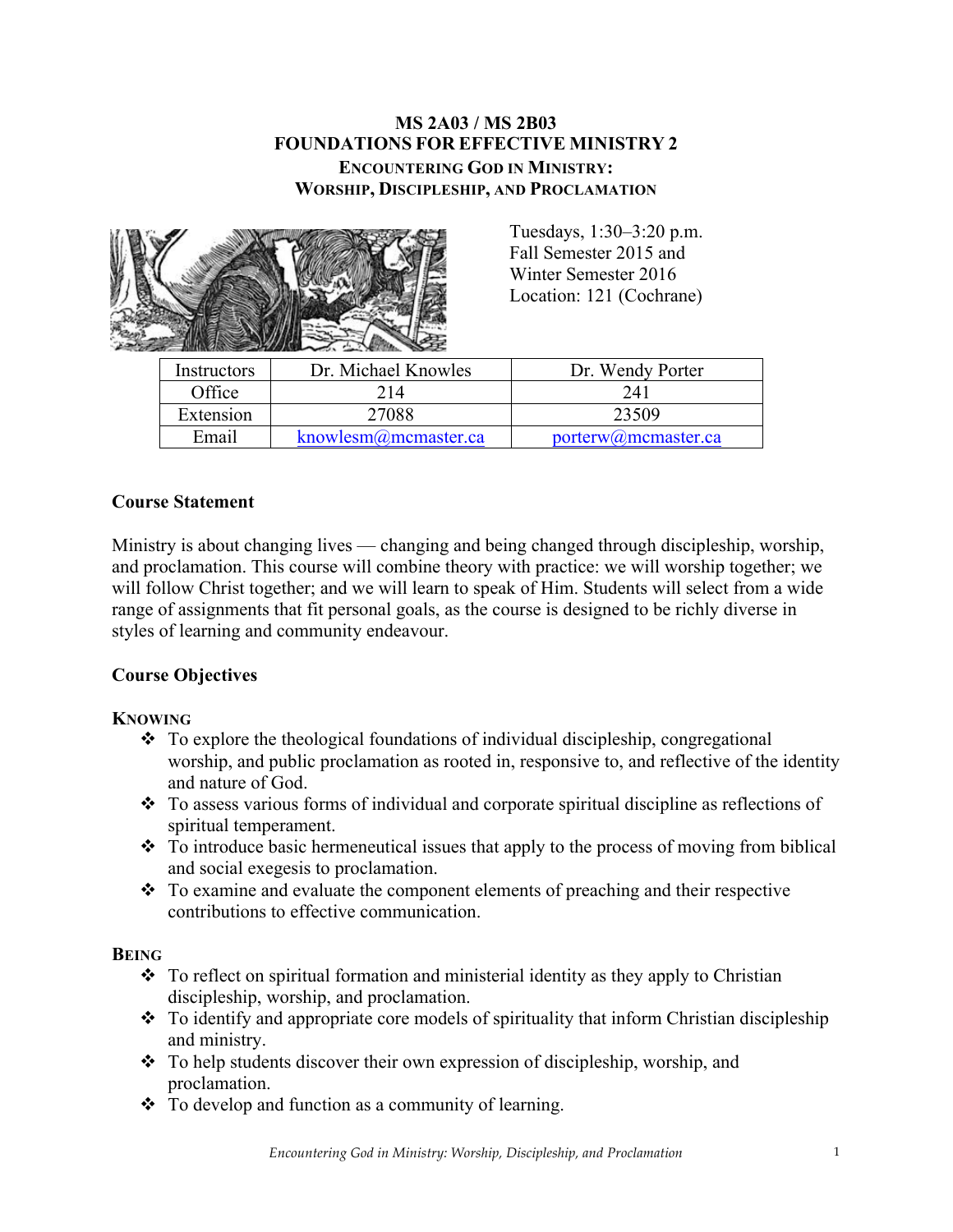# MS 2A03 / MS 2B03
# FOUNDATIONS FOR EFFECTIVE MINISTRY 2
## ENCOUNTERING GOD IN MINISTRY: WORSHIP, DISCIPLESHIP, AND PROCLAMATION

Tuesdays, 1:30–3:20 p.m.
Fall Semester 2015 and
Winter Semester 2016
Location: 121 (Cochrane)

| Instructors | Dr. Michael Knowles | Dr. Wendy Porter |
|---|---|---|
| Office | 214 | 241 |
| Extension | 27088 | 23509 |
| Email | knowlesm@mcmaster.ca | porterw@mcmaster.ca |

**Course Statement**

Ministry is about changing lives — changing and being changed through discipleship, worship, and proclamation. This course will combine theory with practice: we will worship together; we will follow Christ together; and we will learn to speak of Him. Students will select from a wide range of assignments that fit personal goals, as the course is designed to be richly diverse in styles of learning and community endeavour.

**Course Objectives**

**KNOWING**

- To explore the theological foundations of individual discipleship, congregational worship, and public proclamation as rooted in, responsive to, and reflective of the identity and nature of God.
- To assess various forms of individual and corporate spiritual discipline as reflections of spiritual temperament.
- To introduce basic hermeneutical issues that apply to the process of moving from biblical and social exegesis to proclamation.
- To examine and evaluate the component elements of preaching and their respective contributions to effective communication.

**BEING**

- To reflect on spiritual formation and ministerial identity as they apply to Christian discipleship, worship, and proclamation.
- To identify and appropriate core models of spirituality that inform Christian discipleship and ministry.
- To help students discover their own expression of discipleship, worship, and proclamation.
- To develop and function as a community of learning.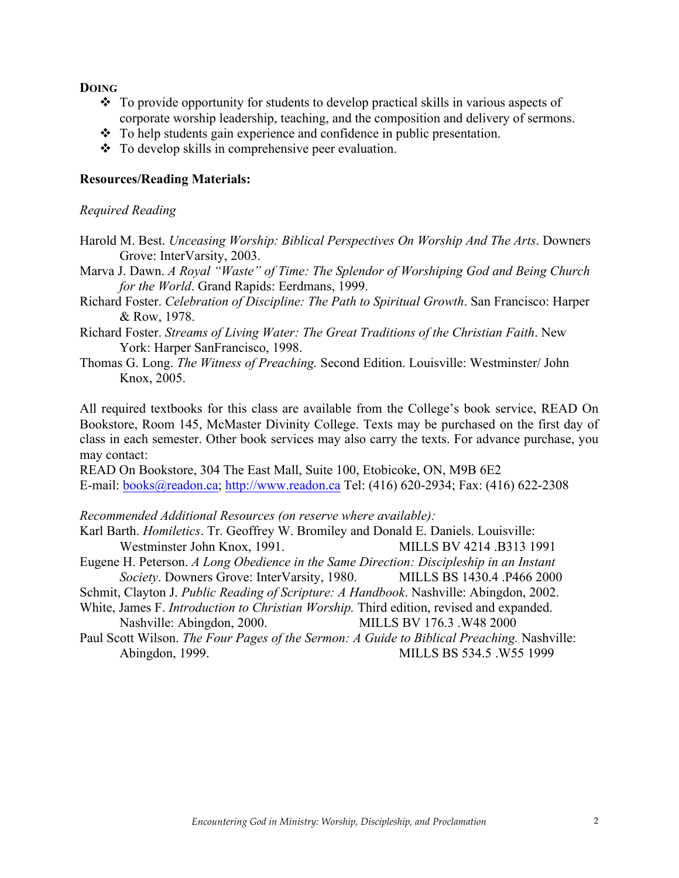**DOING**

- To provide opportunity for students to develop practical skills in various aspects of corporate worship leadership, teaching, and the composition and delivery of sermons.
- To help students gain experience and confidence in public presentation.
- To develop skills in comprehensive peer evaluation.

**Resources/Reading Materials:**

*Required Reading*

Harold M. Best. *Unceasing Worship: Biblical Perspectives On Worship And The Arts*. Downers Grove: InterVarsity, 2003.

Marva J. Dawn. *A Royal "Waste" of Time: The Splendor of Worshiping God and Being Church for the World*. Grand Rapids: Eerdmans, 1999.

Richard Foster. *Celebration of Discipline: The Path to Spiritual Growth*. San Francisco: Harper & Row, 1978.

Richard Foster. *Streams of Living Water: The Great Traditions of the Christian Faith*. New York: Harper SanFrancisco, 1998.

Thomas G. Long. *The Witness of Preaching.* Second Edition. Louisville: Westminster/ John Knox, 2005.

All required textbooks for this class are available from the College's book service, READ On Bookstore, Room 145, McMaster Divinity College. Texts may be purchased on the first day of class in each semester. Other book services may also carry the texts. For advance purchase, you may contact:
READ On Bookstore, 304 The East Mall, Suite 100, Etobicoke, ON, M9B 6E2
E-mail: books@readon.ca; http://www.readon.ca Tel: (416) 620-2934; Fax: (416) 622-2308

*Recommended Additional Resources (on reserve where available):*

Karl Barth. *Homiletics*. Tr. Geoffrey W. Bromiley and Donald E. Daniels. Louisville: Westminster John Knox, 1991. MILLS BV 4214 .B313 1991

Eugene H. Peterson. *A Long Obedience in the Same Direction: Discipleship in an Instant Society*. Downers Grove: InterVarsity, 1980. MILLS BS 1430.4 .P466 2000

Schmit, Clayton J. *Public Reading of Scripture: A Handbook*. Nashville: Abingdon, 2002.

White, James F. *Introduction to Christian Worship.* Third edition, revised and expanded. Nashville: Abingdon, 2000. MILLS BV 176.3 .W48 2000

Paul Scott Wilson. *The Four Pages of the Sermon: A Guide to Biblical Preaching.* Nashville: Abingdon, 1999. MILLS BS 534.5 .W55 1999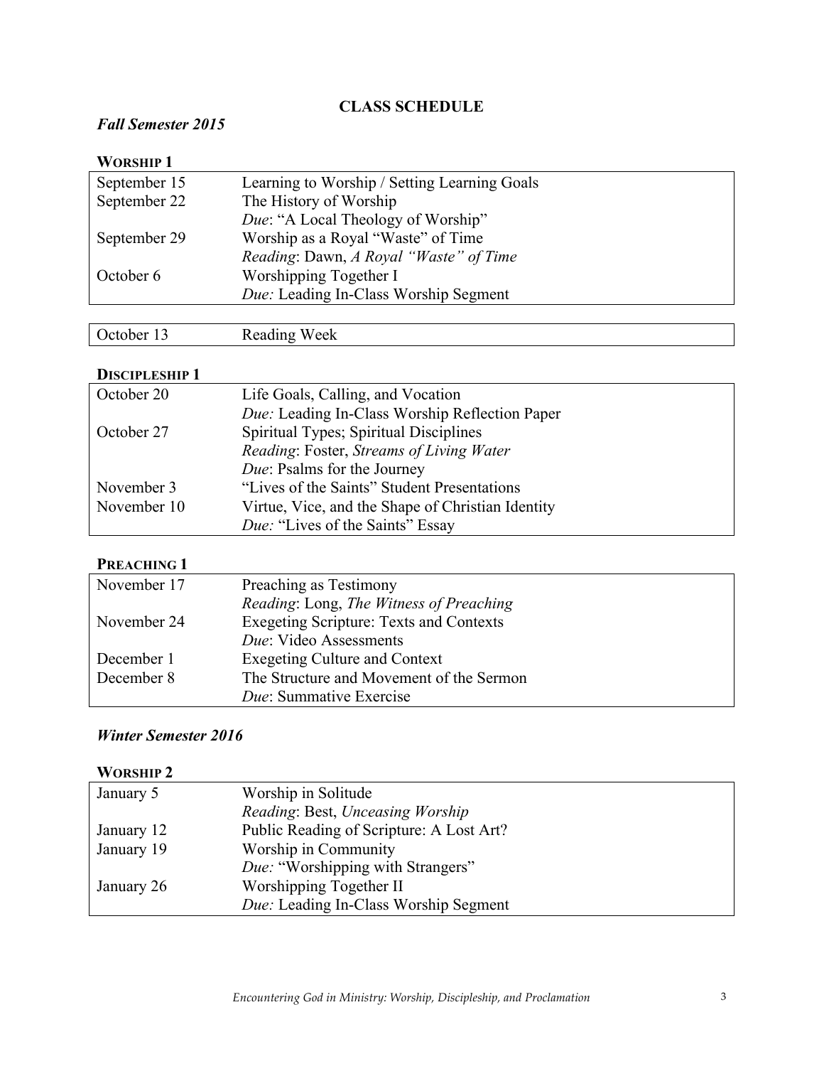## CLASS SCHEDULE

### *Fall Semester 2015*

**WORSHIP 1**

| | |
|---|---|
| September 15 | Learning to Worship / Setting Learning Goals |
| September 22 | The History of Worship<br>*Due*: "A Local Theology of Worship" |
| September 29 | Worship as a Royal "Waste" of Time<br>*Reading*: Dawn, *A Royal "Waste" of Time* |
| October 6 | Worshipping Together I<br>*Due:* Leading In-Class Worship Segment |

| | |
|---|---|
| October 13 | Reading Week |

**DISCIPLESHIP 1**

| | |
|---|---|
| October 20 | Life Goals, Calling, and Vocation<br>*Due:* Leading In-Class Worship Reflection Paper |
| October 27 | Spiritual Types; Spiritual Disciplines<br>*Reading*: Foster, *Streams of Living Water*<br>*Due*: Psalms for the Journey |
| November 3 | "Lives of the Saints" Student Presentations |
| November 10 | Virtue, Vice, and the Shape of Christian Identity<br>*Due:* "Lives of the Saints" Essay |

**PREACHING 1**

| | |
|---|---|
| November 17 | Preaching as Testimony<br>*Reading*: Long, *The Witness of Preaching* |
| November 24 | Exegeting Scripture: Texts and Contexts<br>*Due*: Video Assessments |
| December 1 | Exegeting Culture and Context |
| December 8 | The Structure and Movement of the Sermon<br>*Due*: Summative Exercise |

### *Winter Semester 2016*

**WORSHIP 2**

| | |
|---|---|
| January 5 | Worship in Solitude<br>*Reading*: Best, *Unceasing Worship* |
| January 12 | Public Reading of Scripture: A Lost Art? |
| January 19 | Worship in Community<br>*Due:* "Worshipping with Strangers" |
| January 26 | Worshipping Together II<br>*Due:* Leading In-Class Worship Segment |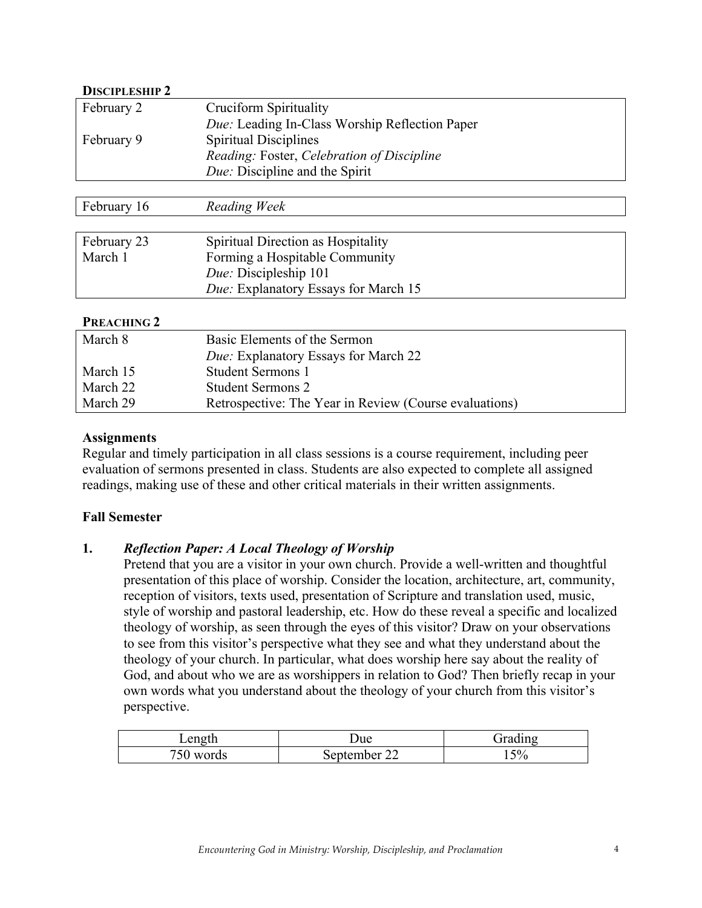**DISCIPLESHIP 2**

| | |
|---|---|
| February 2 | Cruciform Spirituality<br>*Due:* Leading In-Class Worship Reflection Paper |
| February 9 | Spiritual Disciplines<br>*Reading:* Foster, *Celebration of Discipline*<br>*Due:* Discipline and the Spirit |

| | |
|---|---|
| February 16 | *Reading Week* |

| | |
|---|---|
| February 23 | Spiritual Direction as Hospitality |
| March 1 | Forming a Hospitable Community<br>*Due:* Discipleship 101<br>*Due:* Explanatory Essays for March 15 |

**PREACHING 2**

| | |
|---|---|
| March 8 | Basic Elements of the Sermon<br>*Due:* Explanatory Essays for March 22 |
| March 15 | Student Sermons 1 |
| March 22 | Student Sermons 2 |
| March 29 | Retrospective: The Year in Review (Course evaluations) |

### Assignments

Regular and timely participation in all class sessions is a course requirement, including peer evaluation of sermons presented in class. Students are also expected to complete all assigned readings, making use of these and other critical materials in their written assignments.

### Fall Semester

**1. *Reflection Paper: A Local Theology of Worship***

Pretend that you are a visitor in your own church. Provide a well-written and thoughtful presentation of this place of worship. Consider the location, architecture, art, community, reception of visitors, texts used, presentation of Scripture and translation used, music, style of worship and pastoral leadership, etc. How do these reveal a specific and localized theology of worship, as seen through the eyes of this visitor? Draw on your observations to see from this visitor's perspective what they see and what they understand about the theology of your church. In particular, what does worship here say about the reality of God, and about who we are as worshippers in relation to God? Then briefly recap in your own words what you understand about the theology of your church from this visitor's perspective.

| Length | Due | Grading |
|---|---|---|
| 750 words | September 22 | 15% |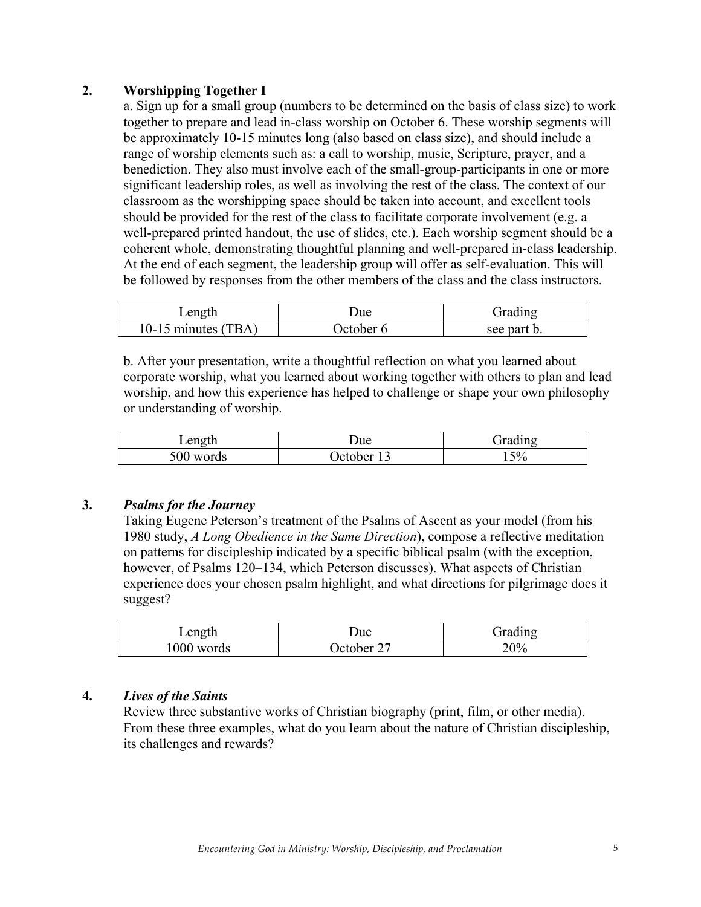### 2. Worshipping Together I

a. Sign up for a small group (numbers to be determined on the basis of class size) to work together to prepare and lead in-class worship on October 6. These worship segments will be approximately 10-15 minutes long (also based on class size), and should include a range of worship elements such as: a call to worship, music, Scripture, prayer, and a benediction. They also must involve each of the small-group-participants in one or more significant leadership roles, as well as involving the rest of the class. The context of our classroom as the worshipping space should be taken into account, and excellent tools should be provided for the rest of the class to facilitate corporate involvement (e.g. a well-prepared printed handout, the use of slides, etc.). Each worship segment should be a coherent whole, demonstrating thoughtful planning and well-prepared in-class leadership. At the end of each segment, the leadership group will offer as self-evaluation. This will be followed by responses from the other members of the class and the class instructors.

| Length | Due | Grading |
| --- | --- | --- |
| 10-15 minutes (TBA) | October 6 | see part b. |

b. After your presentation, write a thoughtful reflection on what you learned about corporate worship, what you learned about working together with others to plan and lead worship, and how this experience has helped to challenge or shape your own philosophy or understanding of worship.

| Length | Due | Grading |
| --- | --- | --- |
| 500 words | October 13 | 15% |

### 3. *Psalms for the Journey*

Taking Eugene Peterson's treatment of the Psalms of Ascent as your model (from his 1980 study, *A Long Obedience in the Same Direction*), compose a reflective meditation on patterns for discipleship indicated by a specific biblical psalm (with the exception, however, of Psalms 120–134, which Peterson discusses). What aspects of Christian experience does your chosen psalm highlight, and what directions for pilgrimage does it suggest?

| Length | Due | Grading |
| --- | --- | --- |
| 1000 words | October 27 | 20% |

### 4. *Lives of the Saints*

Review three substantive works of Christian biography (print, film, or other media). From these three examples, what do you learn about the nature of Christian discipleship, its challenges and rewards?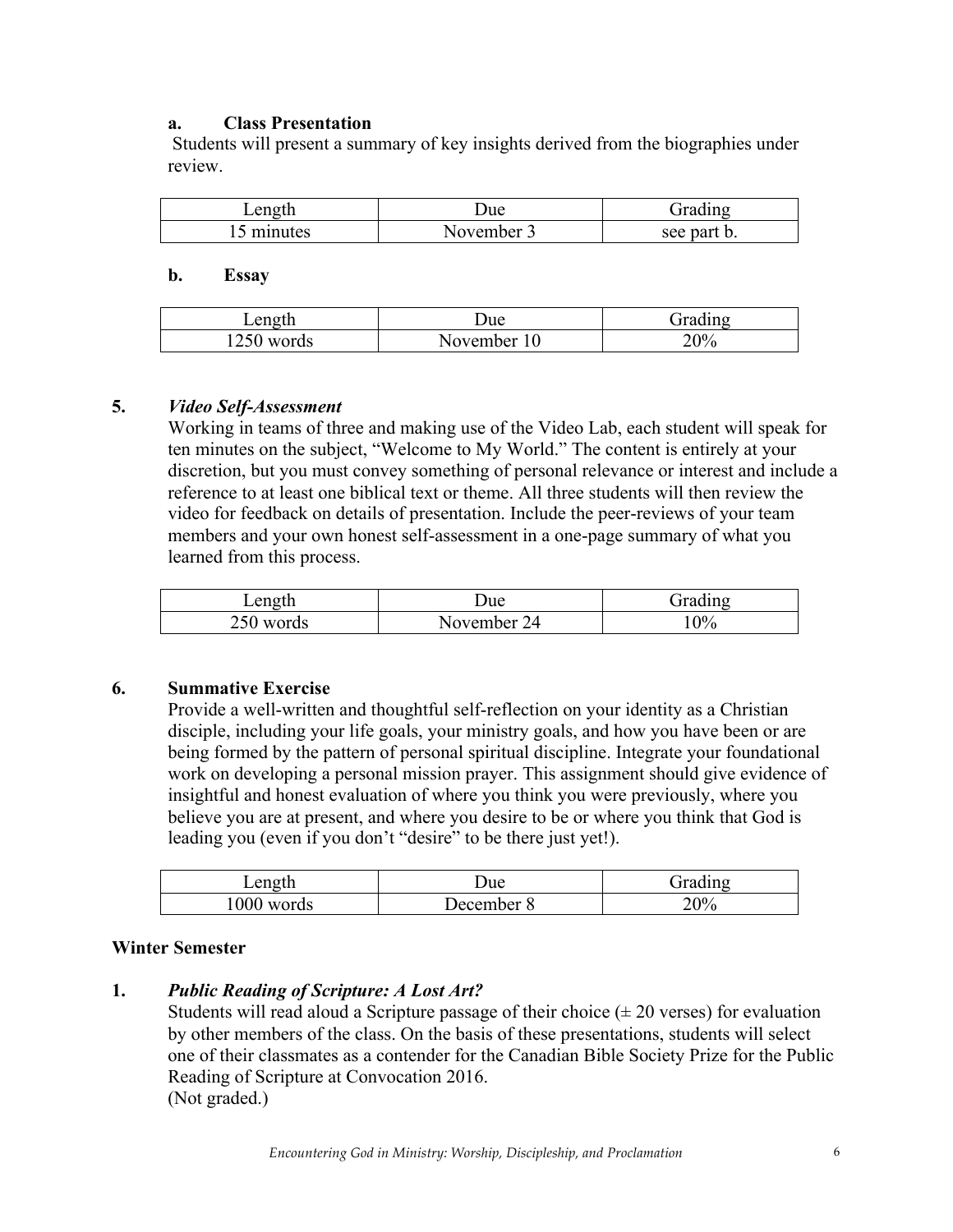**a. Class Presentation**

Students will present a summary of key insights derived from the biographies under review.

| Length | Due | Grading |
|---|---|---|
| 15 minutes | November 3 | see part b. |

**b. Essay**

| Length | Due | Grading |
|---|---|---|
| 1250 words | November 10 | 20% |

### 5. *Video Self-Assessment*

Working in teams of three and making use of the Video Lab, each student will speak for ten minutes on the subject, "Welcome to My World." The content is entirely at your discretion, but you must convey something of personal relevance or interest and include a reference to at least one biblical text or theme. All three students will then review the video for feedback on details of presentation. Include the peer-reviews of your team members and your own honest self-assessment in a one-page summary of what you learned from this process.

| Length | Due | Grading |
|---|---|---|
| 250 words | November 24 | 10% |

### 6. Summative Exercise

Provide a well-written and thoughtful self-reflection on your identity as a Christian disciple, including your life goals, your ministry goals, and how you have been or are being formed by the pattern of personal spiritual discipline. Integrate your foundational work on developing a personal mission prayer. This assignment should give evidence of insightful and honest evaluation of where you think you were previously, where you believe you are at present, and where you desire to be or where you think that God is leading you (even if you don't "desire" to be there just yet!).

| Length | Due | Grading |
|---|---|---|
| 1000 words | December 8 | 20% |

## Winter Semester

### 1. *Public Reading of Scripture: A Lost Art?*

Students will read aloud a Scripture passage of their choice (± 20 verses) for evaluation by other members of the class. On the basis of these presentations, students will select one of their classmates as a contender for the Canadian Bible Society Prize for the Public Reading of Scripture at Convocation 2016.
(Not graded.)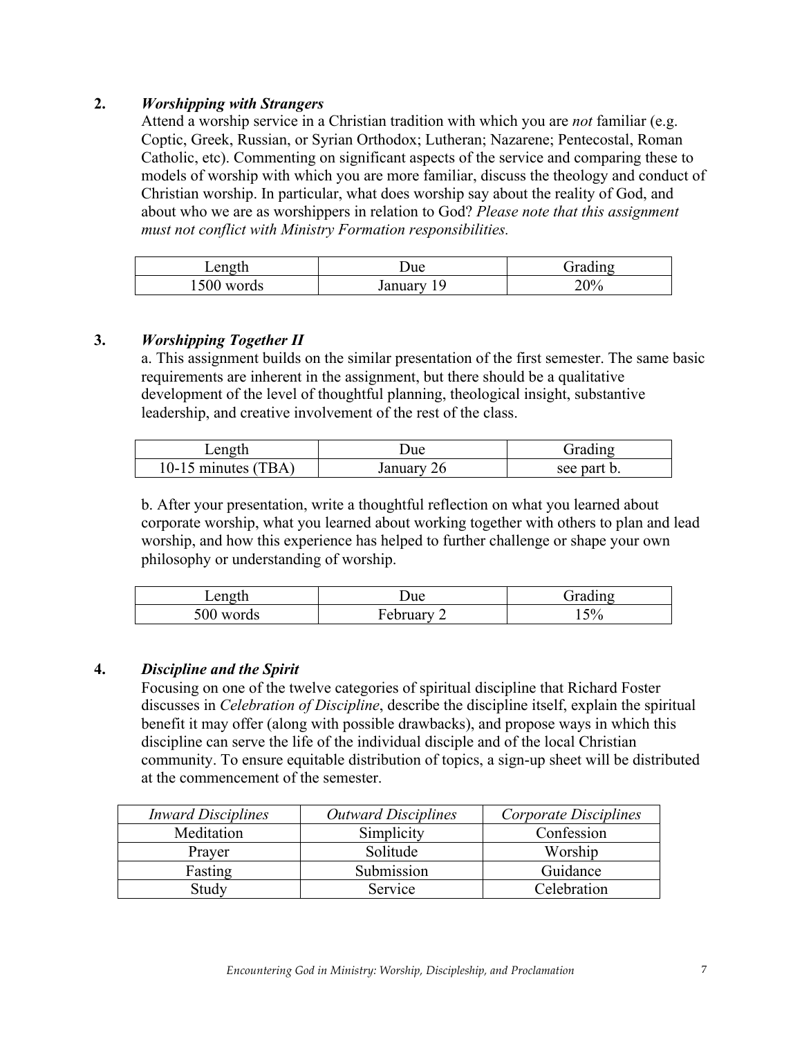**2. *Worshipping with Strangers***

Attend a worship service in a Christian tradition with which you are *not* familiar (e.g. Coptic, Greek, Russian, or Syrian Orthodox; Lutheran; Nazarene; Pentecostal, Roman Catholic, etc). Commenting on significant aspects of the service and comparing these to models of worship with which you are more familiar, discuss the theology and conduct of Christian worship. In particular, what does worship say about the reality of God, and about who we are as worshippers in relation to God? *Please note that this assignment must not conflict with Ministry Formation responsibilities.*

| Length | Due | Grading |
|---|---|---|
| 1500 words | January 19 | 20% |

**3. *Worshipping Together II***

a. This assignment builds on the similar presentation of the first semester. The same basic requirements are inherent in the assignment, but there should be a qualitative development of the level of thoughtful planning, theological insight, substantive leadership, and creative involvement of the rest of the class.

| Length | Due | Grading |
|---|---|---|
| 10-15 minutes (TBA) | January 26 | see part b. |

b. After your presentation, write a thoughtful reflection on what you learned about corporate worship, what you learned about working together with others to plan and lead worship, and how this experience has helped to further challenge or shape your own philosophy or understanding of worship.

| Length | Due | Grading |
|---|---|---|
| 500 words | February 2 | 15% |

**4. *Discipline and the Spirit***

Focusing on one of the twelve categories of spiritual discipline that Richard Foster discusses in *Celebration of Discipline*, describe the discipline itself, explain the spiritual benefit it may offer (along with possible drawbacks), and propose ways in which this discipline can serve the life of the individual disciple and of the local Christian community. To ensure equitable distribution of topics, a sign-up sheet will be distributed at the commencement of the semester.

| *Inward Disciplines* | *Outward Disciplines* | *Corporate Disciplines* |
|---|---|---|
| Meditation | Simplicity | Confession |
| Prayer | Solitude | Worship |
| Fasting | Submission | Guidance |
| Study | Service | Celebration |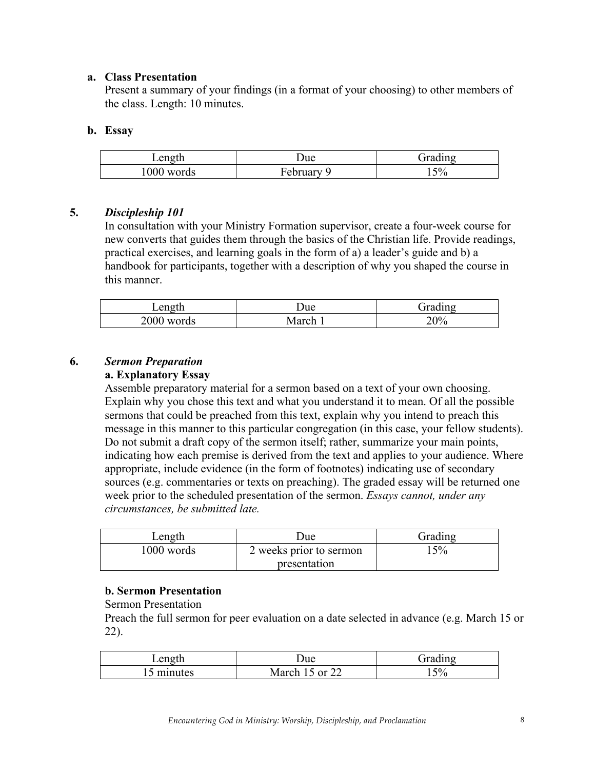**a. Class Presentation**

Present a summary of your findings (in a format of your choosing) to other members of the class. Length: 10 minutes.

**b. Essay**

| Length | Due | Grading |
|---|---|---|
| 1000 words | February 9 | 15% |

## 5. *Discipleship 101*

In consultation with your Ministry Formation supervisor, create a four-week course for new converts that guides them through the basics of the Christian life. Provide readings, practical exercises, and learning goals in the form of a) a leader's guide and b) a handbook for participants, together with a description of why you shaped the course in this manner.

| Length | Due | Grading |
|---|---|---|
| 2000 words | March 1 | 20% |

## 6. *Sermon Preparation*

**a. Explanatory Essay**

Assemble preparatory material for a sermon based on a text of your own choosing. Explain why you chose this text and what you understand it to mean. Of all the possible sermons that could be preached from this text, explain why you intend to preach this message in this manner to this particular congregation (in this case, your fellow students). Do not submit a draft copy of the sermon itself; rather, summarize your main points, indicating how each premise is derived from the text and applies to your audience. Where appropriate, include evidence (in the form of footnotes) indicating use of secondary sources (e.g. commentaries or texts on preaching). The graded essay will be returned one week prior to the scheduled presentation of the sermon. *Essays cannot, under any circumstances, be submitted late.*

| Length | Due | Grading |
|---|---|---|
| 1000 words | 2 weeks prior to sermon presentation | 15% |

**b. Sermon Presentation**

Sermon Presentation

Preach the full sermon for peer evaluation on a date selected in advance (e.g. March 15 or 22).

| Length | Due | Grading |
|---|---|---|
| 15 minutes | March 15 or 22 | 15% |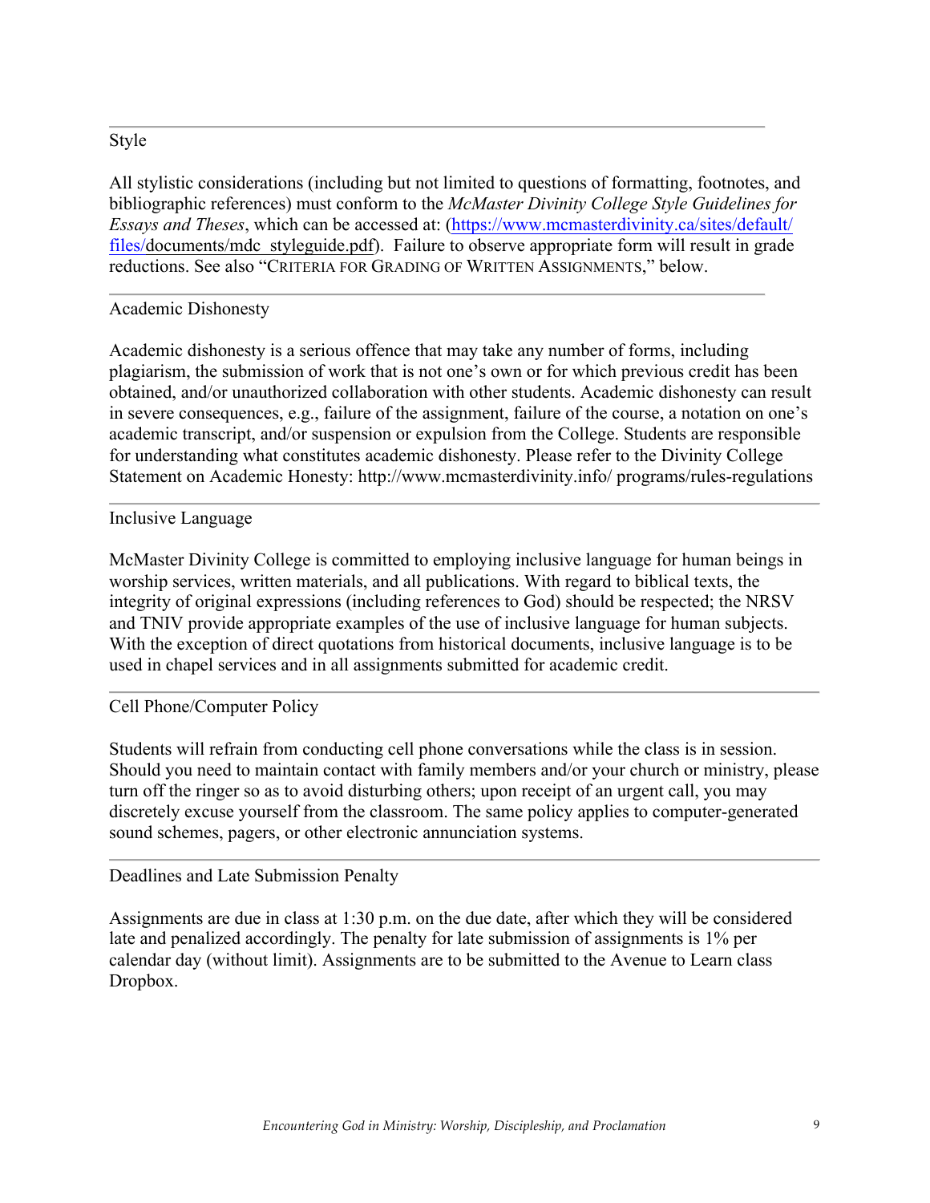## Style

All stylistic considerations (including but not limited to questions of formatting, footnotes, and bibliographic references) must conform to the *McMaster Divinity College Style Guidelines for Essays and Theses*, which can be accessed at: (https://www.mcmasterdivinity.ca/sites/default/files/documents/mdc_styleguide.pdf). Failure to observe appropriate form will result in grade reductions. See also "CRITERIA FOR GRADING OF WRITTEN ASSIGNMENTS," below.

## Academic Dishonesty

Academic dishonesty is a serious offence that may take any number of forms, including plagiarism, the submission of work that is not one's own or for which previous credit has been obtained, and/or unauthorized collaboration with other students. Academic dishonesty can result in severe consequences, e.g., failure of the assignment, failure of the course, a notation on one's academic transcript, and/or suspension or expulsion from the College. Students are responsible for understanding what constitutes academic dishonesty. Please refer to the Divinity College Statement on Academic Honesty: http://www.mcmasterdivinity.info/ programs/rules-regulations

## Inclusive Language

McMaster Divinity College is committed to employing inclusive language for human beings in worship services, written materials, and all publications. With regard to biblical texts, the integrity of original expressions (including references to God) should be respected; the NRSV and TNIV provide appropriate examples of the use of inclusive language for human subjects. With the exception of direct quotations from historical documents, inclusive language is to be used in chapel services and in all assignments submitted for academic credit.

## Cell Phone/Computer Policy

Students will refrain from conducting cell phone conversations while the class is in session. Should you need to maintain contact with family members and/or your church or ministry, please turn off the ringer so as to avoid disturbing others; upon receipt of an urgent call, you may discretely excuse yourself from the classroom. The same policy applies to computer-generated sound schemes, pagers, or other electronic annunciation systems.

## Deadlines and Late Submission Penalty

Assignments are due in class at 1:30 p.m. on the due date, after which they will be considered late and penalized accordingly. The penalty for late submission of assignments is 1% per calendar day (without limit). Assignments are to be submitted to the Avenue to Learn class Dropbox.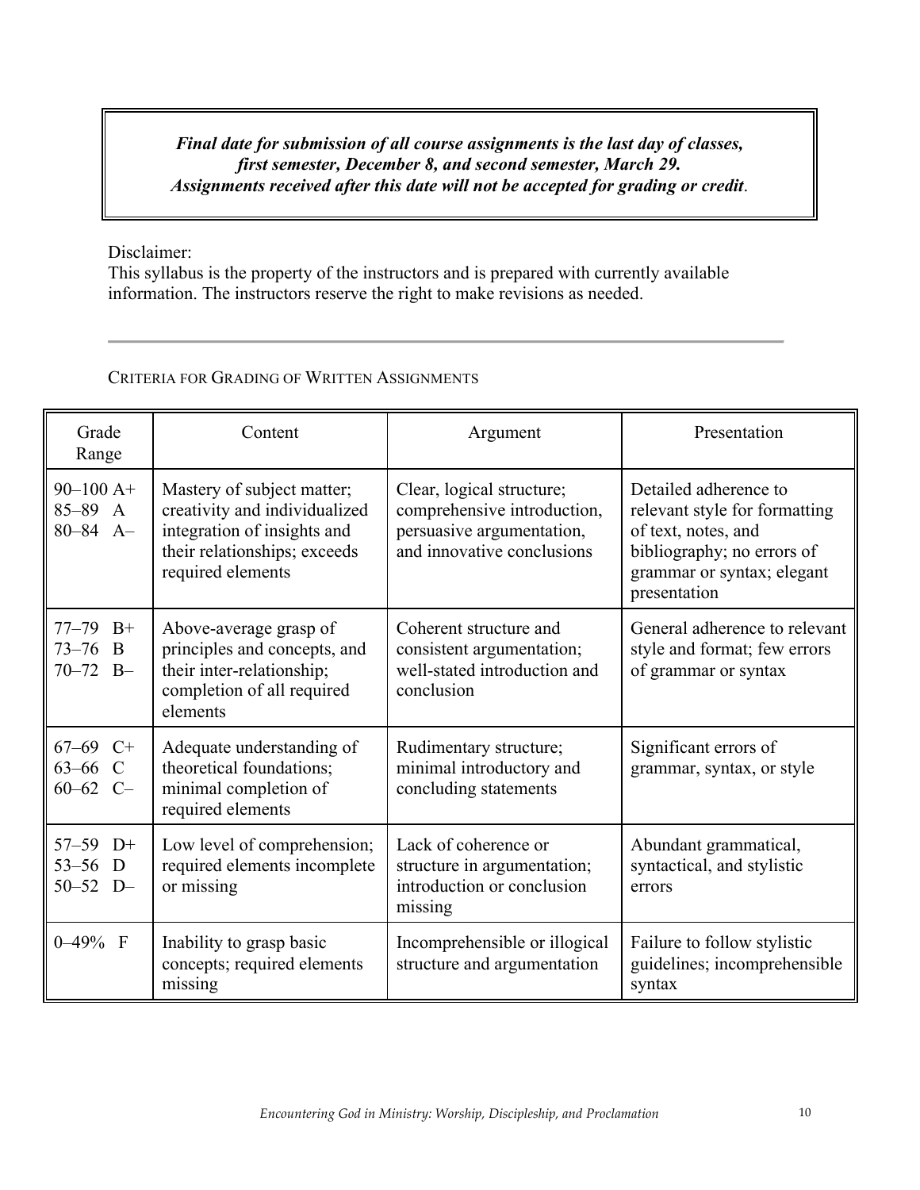***Final date for submission of all course assignments is the last day of classes, first semester, December 8, and second semester, March 29. Assignments received after this date will not be accepted for grading or credit.***

Disclaimer:
This syllabus is the property of the instructors and is prepared with currently available information. The instructors reserve the right to make revisions as needed.

---

CRITERIA FOR GRADING OF WRITTEN ASSIGNMENTS

| Grade Range | Content | Argument | Presentation |
|---|---|---|---|
| 90–100 A+<br>85–89 A<br>80–84 A– | Mastery of subject matter; creativity and individualized integration of insights and their relationships; exceeds required elements | Clear, logical structure; comprehensive introduction, persuasive argumentation, and innovative conclusions | Detailed adherence to relevant style for formatting of text, notes, and bibliography; no errors of grammar or syntax; elegant presentation |
| 77–79 B+<br>73–76 B<br>70–72 B– | Above-average grasp of principles and concepts, and their inter-relationship; completion of all required elements | Coherent structure and consistent argumentation; well-stated introduction and conclusion | General adherence to relevant style and format; few errors of grammar or syntax |
| 67–69 C+<br>63–66 C<br>60–62 C– | Adequate understanding of theoretical foundations; minimal completion of required elements | Rudimentary structure; minimal introductory and concluding statements | Significant errors of grammar, syntax, or style |
| 57–59 D+<br>53–56 D<br>50–52 D– | Low level of comprehension; required elements incomplete or missing | Lack of coherence or structure in argumentation; introduction or conclusion missing | Abundant grammatical, syntactical, and stylistic errors |
| 0–49% F | Inability to grasp basic concepts; required elements missing | Incomprehensible or illogical structure and argumentation | Failure to follow stylistic guidelines; incomprehensible syntax |